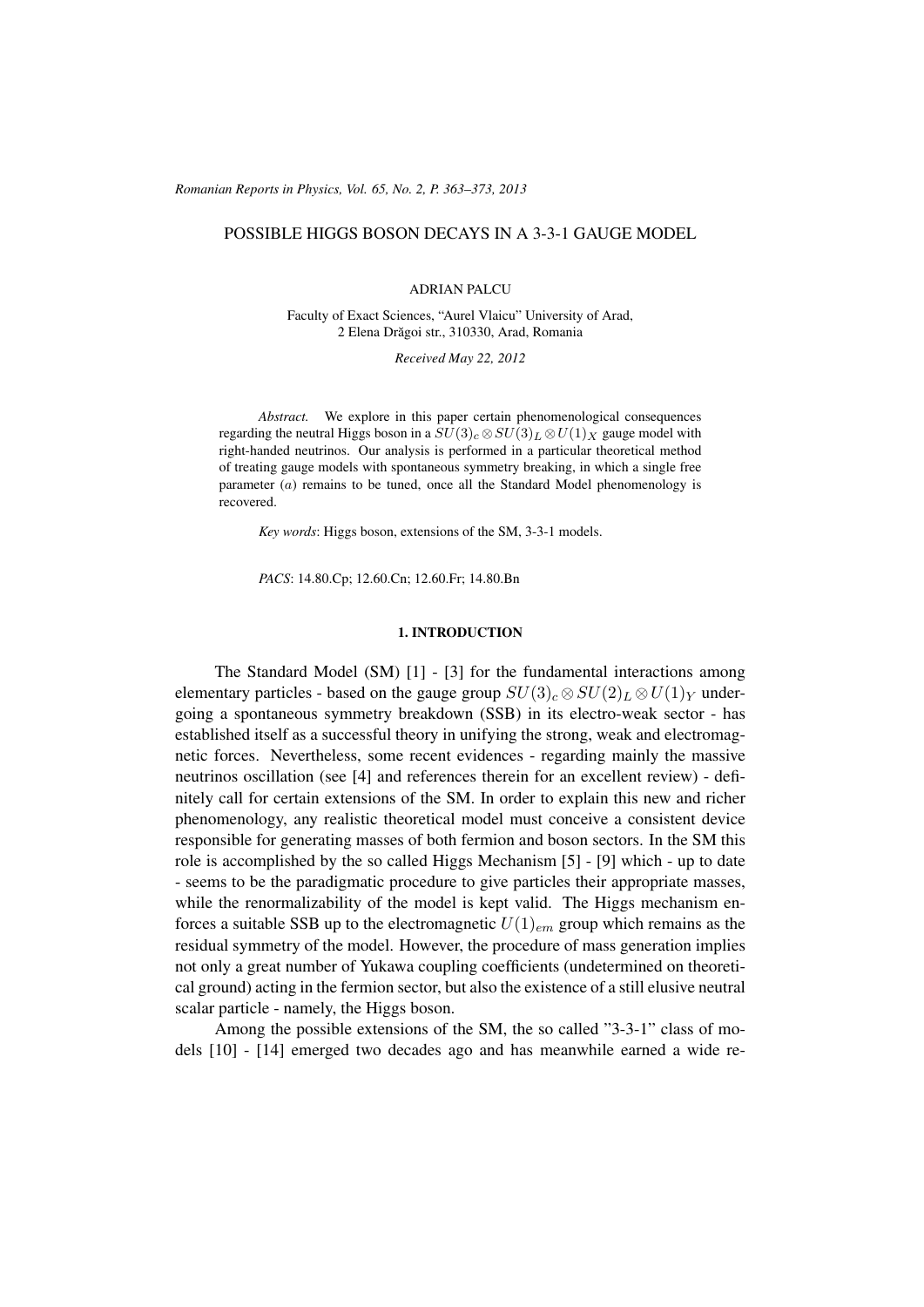# POSSIBLE HIGGS BOSON DECAYS IN A 3-3-1 GAUGE MODEL

ADRIAN PALCU

Faculty of Exact Sciences, "Aurel Vlaicu" University of Arad,
2 Elena Drăgoi str., 310330, Arad, Romania

*Received May 22, 2012*

*Abstract.* We explore in this paper certain phenomenological consequences regarding the neutral Higgs boson in a $SU(3)_c \otimes SU(3)_L \otimes U(1)_X$ gauge model with right-handed neutrinos. Our analysis is performed in a particular theoretical method of treating gauge models with spontaneous symmetry breaking, in which a single free parameter ($a$) remains to be tuned, once all the Standard Model phenomenology is recovered.

*Key words*: Higgs boson, extensions of the SM, 3-3-1 models.

*PACS*: 14.80.Cp; 12.60.Cn; 12.60.Fr; 14.80.Bn

## 1. INTRODUCTION

The Standard Model (SM) [1] - [3] for the fundamental interactions among elementary particles - based on the gauge group $SU(3)_c \otimes SU(2)_L \otimes U(1)_Y$ undergoing a spontaneous symmetry breakdown (SSB) in its electro-weak sector - has established itself as a successful theory in unifying the strong, weak and electromagnetic forces. Nevertheless, some recent evidences - regarding mainly the massive neutrinos oscillation (see [4] and references therein for an excellent review) - definitely call for certain extensions of the SM. In order to explain this new and richer phenomenology, any realistic theoretical model must conceive a consistent device responsible for generating masses of both fermion and boson sectors. In the SM this role is accomplished by the so called Higgs Mechanism [5] - [9] which - up to date - seems to be the paradigmatic procedure to give particles their appropriate masses, while the renormalizability of the model is kept valid. The Higgs mechanism enforces a suitable SSB up to the electromagnetic $U(1)_{em}$ group which remains as the residual symmetry of the model. However, the procedure of mass generation implies not only a great number of Yukawa coupling coefficients (undetermined on theoretical ground) acting in the fermion sector, but also the existence of a still elusive neutral scalar particle - namely, the Higgs boson.

Among the possible extensions of the SM, the so called "3-3-1" class of models [10] - [14] emerged two decades ago and has meanwhile earned a wide re-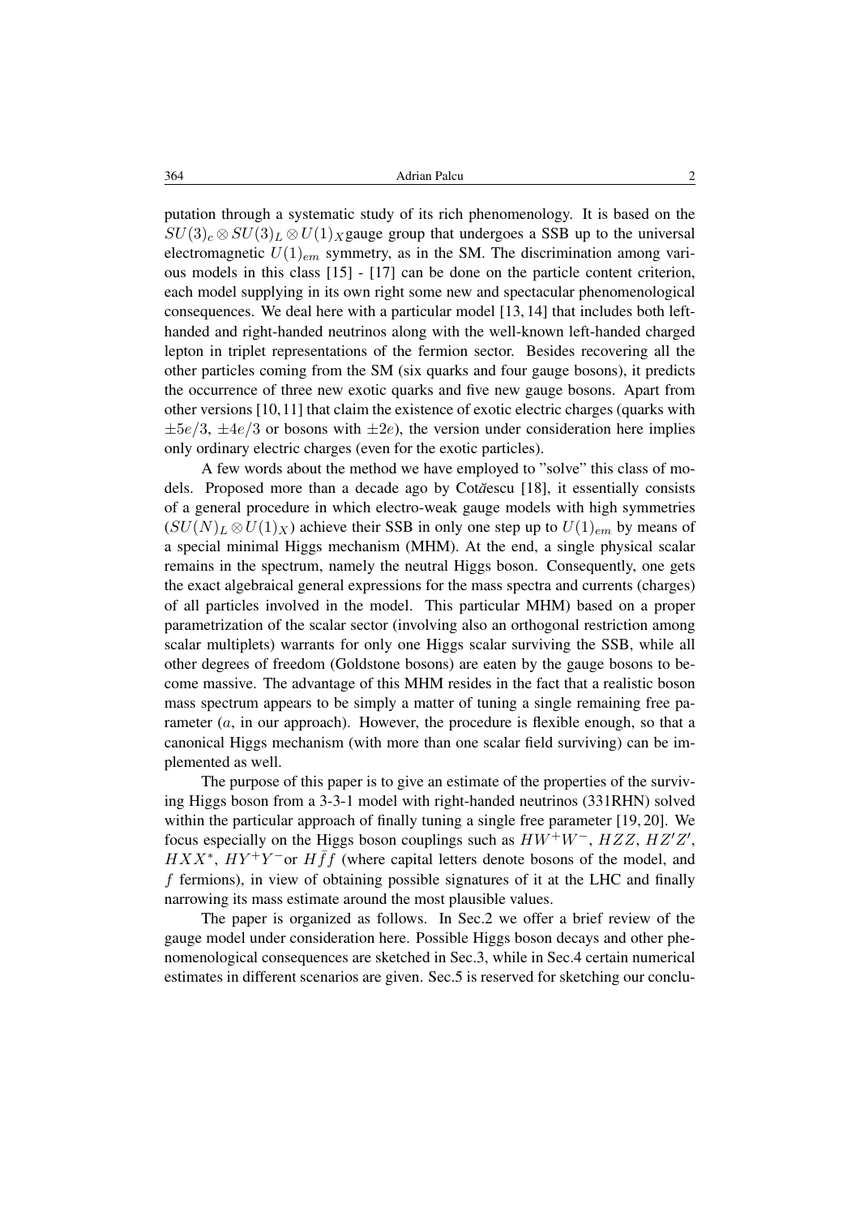putation through a systematic study of its rich phenomenology. It is based on the $SU(3)_c \otimes SU(3)_L \otimes U(1)_X$gauge group that undergoes a SSB up to the universal electromagnetic $U(1)_{em}$ symmetry, as in the SM. The discrimination among various models in this class [15] - [17] can be done on the particle content criterion, each model supplying in its own right some new and spectacular phenomenological consequences. We deal here with a particular model [13, 14] that includes both left-handed and right-handed neutrinos along with the well-known left-handed charged lepton in triplet representations of the fermion sector. Besides recovering all the other particles coming from the SM (six quarks and four gauge bosons), it predicts the occurrence of three new exotic quarks and five new gauge bosons. Apart from other versions [10,11] that claim the existence of exotic electric charges (quarks with $\pm 5e/3$, $\pm 4e/3$ or bosons with $\pm 2e$), the version under consideration here implies only ordinary electric charges (even for the exotic particles).

A few words about the method we have employed to "solve" this class of models. Proposed more than a decade ago by Cotăescu [18], it essentially consists of a general procedure in which electro-weak gauge models with high symmetries ($SU(N)_L \otimes U(1)_X$) achieve their SSB in only one step up to $U(1)_{em}$ by means of a special minimal Higgs mechanism (MHM). At the end, a single physical scalar remains in the spectrum, namely the neutral Higgs boson. Consequently, one gets the exact algebraical general expressions for the mass spectra and currents (charges) of all particles involved in the model. This particular MHM) based on a proper parametrization of the scalar sector (involving also an orthogonal restriction among scalar multiplets) warrants for only one Higgs scalar surviving the SSB, while all other degrees of freedom (Goldstone bosons) are eaten by the gauge bosons to become massive. The advantage of this MHM resides in the fact that a realistic boson mass spectrum appears to be simply a matter of tuning a single remaining free parameter ($a$, in our approach). However, the procedure is flexible enough, so that a canonical Higgs mechanism (with more than one scalar field surviving) can be implemented as well.

The purpose of this paper is to give an estimate of the properties of the surviving Higgs boson from a 3-3-1 model with right-handed neutrinos (331RHN) solved within the particular approach of finally tuning a single free parameter [19, 20]. We focus especially on the Higgs boson couplings such as $HW^+W^-$, $HZZ$, $HZ'Z'$, $HXX^*$, $HY^+Y^-$or $H\bar{f}f$ (where capital letters denote bosons of the model, and $f$ fermions), in view of obtaining possible signatures of it at the LHC and finally narrowing its mass estimate around the most plausible values.

The paper is organized as follows. In Sec.2 we offer a brief review of the gauge model under consideration here. Possible Higgs boson decays and other phenomenological consequences are sketched in Sec.3, while in Sec.4 certain numerical estimates in different scenarios are given. Sec.5 is reserved for sketching our conclu-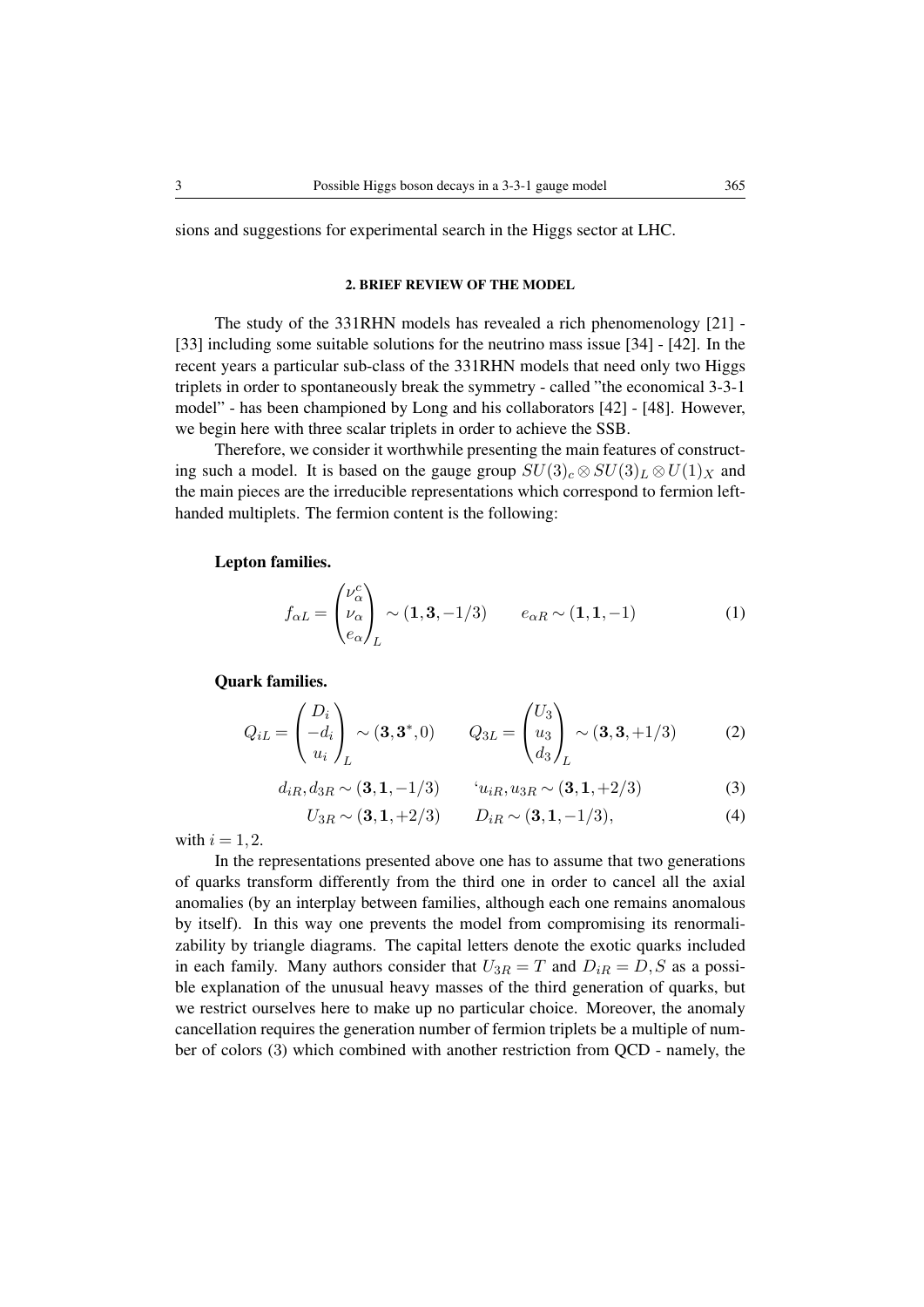sions and suggestions for experimental search in the Higgs sector at LHC.

## 2. BRIEF REVIEW OF THE MODEL

The study of the 331RHN models has revealed a rich phenomenology [21] - [33] including some suitable solutions for the neutrino mass issue [34] - [42]. In the recent years a particular sub-class of the 331RHN models that need only two Higgs triplets in order to spontaneously break the symmetry - called "the economical 3-3-1 model" - has been championed by Long and his collaborators [42] - [48]. However, we begin here with three scalar triplets in order to achieve the SSB.

Therefore, we consider it worthwhile presenting the main features of constructing such a model. It is based on the gauge group $SU(3)_c \otimes SU(3)_L \otimes U(1)_X$ and the main pieces are the irreducible representations which correspond to fermion left-handed multiplets. The fermion content is the following:

**Lepton families.**

$$f_{\alpha L} = \begin{pmatrix} \nu_\alpha^c \\ \nu_\alpha \\ e_\alpha \end{pmatrix}_L \sim (\mathbf{1}, \mathbf{3}, -1/3) \qquad e_{\alpha R} \sim (\mathbf{1}, \mathbf{1}, -1) \tag{1}$$

**Quark families.**

$$Q_{iL} = \begin{pmatrix} D_i \\ -d_i \\ u_i \end{pmatrix}_L \sim (\mathbf{3}, \mathbf{3}^*, 0) \qquad Q_{3L} = \begin{pmatrix} U_3 \\ u_3 \\ d_3 \end{pmatrix}_L \sim (\mathbf{3}, \mathbf{3}, +1/3) \tag{2}$$

$$d_{iR}, d_{3R} \sim (\mathbf{3}, \mathbf{1}, -1/3) \qquad `u_{iR}, u_{3R} \sim (\mathbf{3}, \mathbf{1}, +2/3) \tag{3}$$

$$U_{3R} \sim (\mathbf{3}, \mathbf{1}, +2/3) \qquad D_{iR} \sim (\mathbf{3}, \mathbf{1}, -1/3), \tag{4}$$

with $i = 1, 2$.

In the representations presented above one has to assume that two generations of quarks transform differently from the third one in order to cancel all the axial anomalies (by an interplay between families, although each one remains anomalous by itself). In this way one prevents the model from compromising its renormalizability by triangle diagrams. The capital letters denote the exotic quarks included in each family. Many authors consider that $U_{3R} = T$ and $D_{iR} = D, S$ as a possible explanation of the unusual heavy masses of the third generation of quarks, but we restrict ourselves here to make up no particular choice. Moreover, the anomaly cancellation requires the generation number of fermion triplets be a multiple of number of colors (3) which combined with another restriction from QCD - namely, the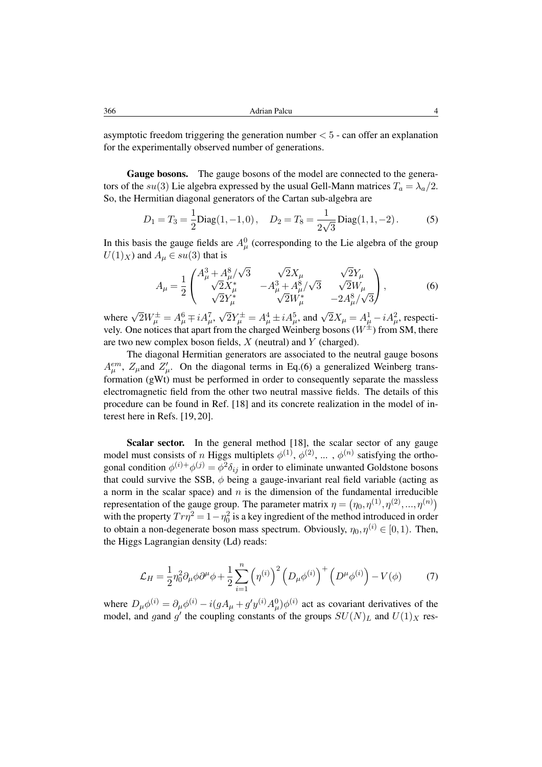asymptotic freedom triggering the generation number $< 5$ - can offer an explanation for the experimentally observed number of generations.

**Gauge bosons.** The gauge bosons of the model are connected to the generators of the $su(3)$ Lie algebra expressed by the usual Gell-Mann matrices $T_a = \lambda_a/2$. So, the Hermitian diagonal generators of the Cartan sub-algebra are

$$D_1 = T_3 = \frac{1}{2}\text{Diag}(1,-1,0), \quad D_2 = T_8 = \frac{1}{2\sqrt{3}}\text{Diag}(1,1,-2). \tag{5}$$

In this basis the gauge fields are $A^0_\mu$ (corresponding to the Lie algebra of the group $U(1)_X$) and $A_\mu \in su(3)$ that is

$$A_\mu = \frac{1}{2}\begin{pmatrix} A^3_\mu + A^8_\mu/\sqrt{3} & \sqrt{2}X_\mu & \sqrt{2}Y_\mu \\ \sqrt{2}X^*_\mu & -A^3_\mu + A^8_\mu/\sqrt{3} & \sqrt{2}W_\mu \\ \sqrt{2}Y^*_\mu & \sqrt{2}W^*_\mu & -2A^8_\mu/\sqrt{3} \end{pmatrix}, \tag{6}$$

where $\sqrt{2}W^{\pm}_\mu = A^6_\mu \mp iA^7_\mu$, $\sqrt{2}Y^{\pm}_\mu = A^4_\mu \pm iA^5_\mu$, and $\sqrt{2}X_\mu = A^1_\mu - iA^2_\mu$, respectively. One notices that apart from the charged Weinberg bosons ($W^{\pm}$) from SM, there are two new complex boson fields, $X$ (neutral) and $Y$ (charged).

The diagonal Hermitian generators are associated to the neutral gauge bosons $A^{em}_\mu$, $Z_\mu$and $Z'_\mu$. On the diagonal terms in Eq.(6) a generalized Weinberg transformation (gWt) must be performed in order to consequently separate the massless electromagnetic field from the other two neutral massive fields. The details of this procedure can be found in Ref. [18] and its concrete realization in the model of interest here in Refs. [19, 20].

**Scalar sector.** In the general method [18], the scalar sector of any gauge model must consists of $n$ Higgs multiplets $\phi^{(1)}, \phi^{(2)}, \ldots, \phi^{(n)}$ satisfying the orthogonal condition $\phi^{(i)+}\phi^{(j)} = \phi^2\delta_{ij}$ in order to eliminate unwanted Goldstone bosons that could survive the SSB, $\phi$ being a gauge-invariant real field variable (acting as a norm in the scalar space) and $n$ is the dimension of the fundamental irreducible representation of the gauge group. The parameter matrix $\eta = \left(\eta_0, \eta^{(1)}, \eta^{(2)}, \ldots, \eta^{(n)}\right)$ with the property $Tr\eta^2 = 1 - \eta_0^2$ is a key ingredient of the method introduced in order to obtain a non-degenerate boson mass spectrum. Obviously, $\eta_0, \eta^{(i)} \in [0,1)$. Then, the Higgs Lagrangian density (Ld) reads:

$$\mathcal{L}_H = \frac{1}{2}\eta_0^2 \partial_\mu\phi\partial^\mu\phi + \frac{1}{2}\sum_{i=1}^{n}\left(\eta^{(i)}\right)^2\left(D_\mu\phi^{(i)}\right)^+\left(D^\mu\phi^{(i)}\right) - V(\phi) \tag{7}$$

where $D_\mu\phi^{(i)} = \partial_\mu\phi^{(i)} - i(gA_\mu + g'y^{(i)}A^0_\mu)\phi^{(i)}$ act as covariant derivatives of the model, and $g$and $g'$ the coupling constants of the groups $SU(N)_L$ and $U(1)_X$ res-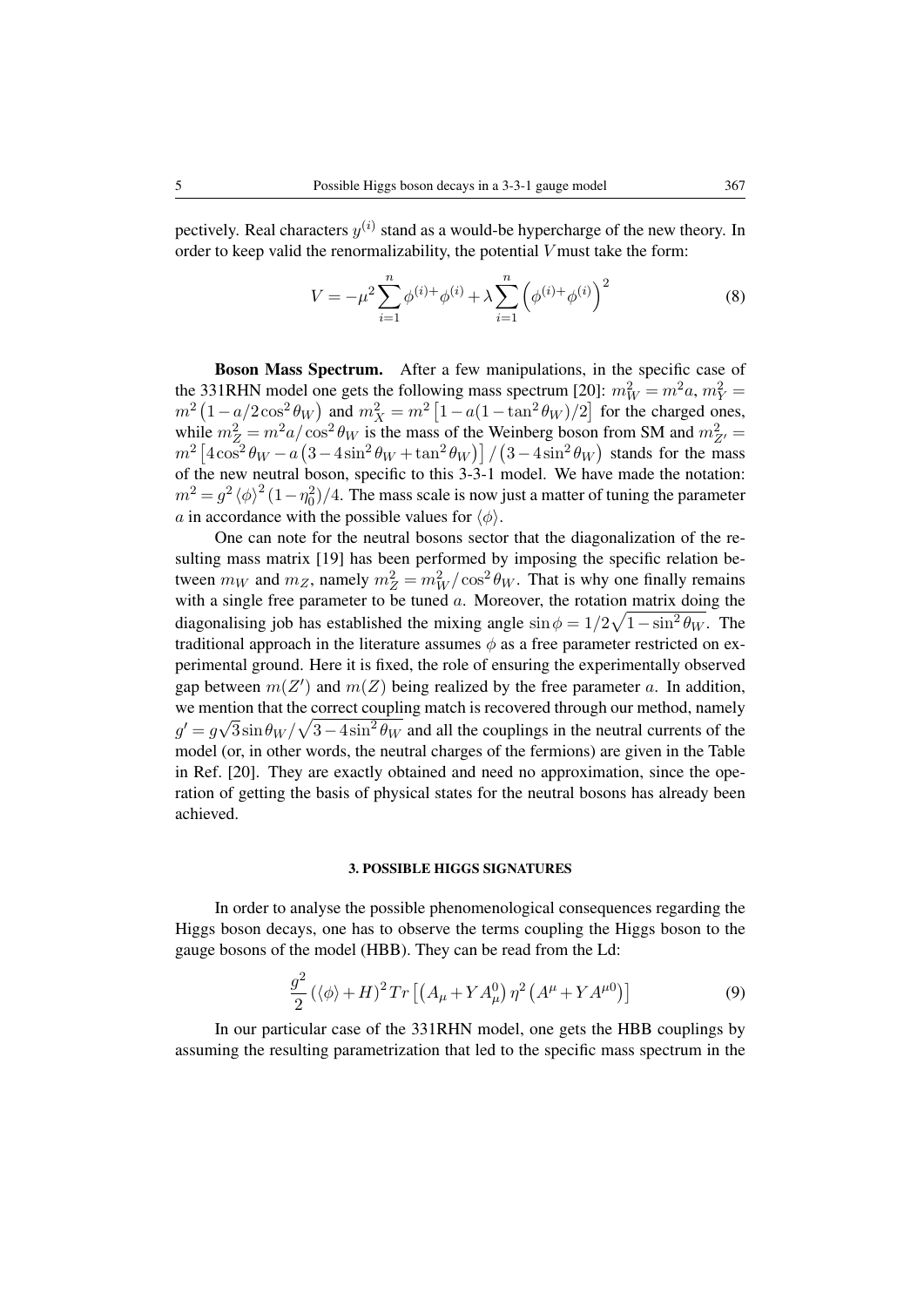pectively. Real characters $y^{(i)}$ stand as a would-be hypercharge of the new theory. In order to keep valid the renormalizability, the potential $V$ must take the form:

$$V = -\mu^2 \sum_{i=1}^{n} \phi^{(i)+}\phi^{(i)} + \lambda \sum_{i=1}^{n} \left(\phi^{(i)+}\phi^{(i)}\right)^2 \tag{8}$$

**Boson Mass Spectrum.** After a few manipulations, in the specific case of the 331RHN model one gets the following mass spectrum [20]: $m_W^2 = m^2 a$, $m_Y^2 = m^2\left(1 - a/2\cos^2\theta_W\right)$ and $m_X^2 = m^2\left[1 - a(1-\tan^2\theta_W)/2\right]$ for the charged ones, while $m_Z^2 = m^2 a/\cos^2\theta_W$ is the mass of the Weinberg boson from SM and $m_{Z'}^2 = m^2\left[4\cos^2\theta_W - a\left(3 - 4\sin^2\theta_W + \tan^2\theta_W\right)\right]/\left(3 - 4\sin^2\theta_W\right)$ stands for the mass of the new neutral boson, specific to this 3-3-1 model. We have made the notation: $m^2 = g^2\langle\phi\rangle^2(1-\eta_0^2)/4$. The mass scale is now just a matter of tuning the parameter $a$ in accordance with the possible values for $\langle\phi\rangle$.

One can note for the neutral bosons sector that the diagonalization of the resulting mass matrix [19] has been performed by imposing the specific relation between $m_W$ and $m_Z$, namely $m_Z^2 = m_W^2/\cos^2\theta_W$. That is why one finally remains with a single free parameter to be tuned $a$. Moreover, the rotation matrix doing the diagonalising job has established the mixing angle $\sin\phi = 1/2\sqrt{1-\sin^2\theta_W}$. The traditional approach in the literature assumes $\phi$ as a free parameter restricted on experimental ground. Here it is fixed, the role of ensuring the experimentally observed gap between $m(Z')$ and $m(Z)$ being realized by the free parameter $a$. In addition, we mention that the correct coupling match is recovered through our method, namely $g' = g\sqrt{3}\sin\theta_W/\sqrt{3-4\sin^2\theta_W}$ and all the couplings in the neutral currents of the model (or, in other words, the neutral charges of the fermions) are given in the Table in Ref. [20]. They are exactly obtained and need no approximation, since the operation of getting the basis of physical states for the neutral bosons has already been achieved.

## 3. POSSIBLE HIGGS SIGNATURES

In order to analyse the possible phenomenological consequences regarding the Higgs boson decays, one has to observe the terms coupling the Higgs boson to the gauge bosons of the model (HBB). They can be read from the Ld:

$$\frac{g^2}{2}\left(\langle\phi\rangle + H\right)^2 Tr\left[\left(A_\mu + Y A_\mu^0\right)\eta^2\left(A^\mu + Y A^{\mu 0}\right)\right] \tag{9}$$

In our particular case of the 331RHN model, one gets the HBB couplings by assuming the resulting parametrization that led to the specific mass spectrum in the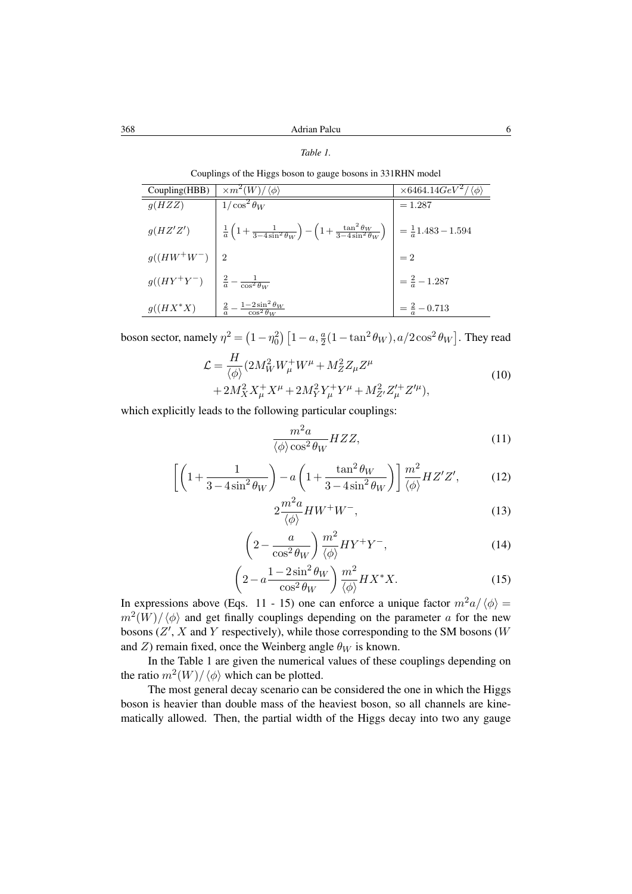*Table 1.*

Couplings of the Higgs boson to gauge bosons in 331RHN model

| Coupling(HBB) | $\times m^2(W)/\langle\phi\rangle$ | $\times 6464.14GeV^2/\langle\phi\rangle$ |
|---|---|---|
| $g(HZZ)$ | $1/\cos^2\theta_W$ | $= 1.287$ |
| $g(HZ'Z')$ | $\frac{1}{a}\left(1+\frac{1}{3-4\sin^2\theta_W}\right)-\left(1+\frac{\tan^2\theta_W}{3-4\sin^2\theta_W}\right)$ | $= \frac{1}{a}1.483 - 1.594$ |
| $g((HW^+W^-)$ | $2$ | $= 2$ |
| $g((HY^+Y^-)$ | $\frac{2}{a}-\frac{1}{\cos^2\theta_W}$ | $= \frac{2}{a} - 1.287$ |
| $g((HX^*X)$ | $\frac{2}{a}-\frac{1-2\sin^2\theta_W}{\cos^2\theta_W}$ | $= \frac{2}{a} - 0.713$ |

boson sector, namely $\eta^2 = \left(1-\eta_0^2\right)\left[1-a, \frac{a}{2}(1-\tan^2\theta_W), a/2\cos^2\theta_W\right]$. They read

$$\mathcal{L} = \frac{H}{\langle\phi\rangle}(2M_W^2 W_\mu^+ W^\mu + M_Z^2 Z_\mu Z^\mu + 2M_X^2 X_\mu^+ X^\mu + 2M_Y^2 Y_\mu^+ Y^\mu + M_{Z'}^2 Z'^+_\mu Z'^\mu), \tag{10}$$

which explicitly leads to the following particular couplings:

$$\frac{m^2 a}{\langle\phi\rangle\cos^2\theta_W} HZZ, \tag{11}$$

$$\left[\left(1+\frac{1}{3-4\sin^2\theta_W}\right) - a\left(1+\frac{\tan^2\theta_W}{3-4\sin^2\theta_W}\right)\right]\frac{m^2}{\langle\phi\rangle}HZ'Z', \tag{12}$$

$$2\frac{m^2 a}{\langle\phi\rangle}HW^+W^-, \tag{13}$$

$$\left(2-\frac{a}{\cos^2\theta_W}\right)\frac{m^2}{\langle\phi\rangle}HY^+Y^-, \tag{14}$$

$$\left(2-a\frac{1-2\sin^2\theta_W}{\cos^2\theta_W}\right)\frac{m^2}{\langle\phi\rangle}HX^*X. \tag{15}$$

In expressions above (Eqs. 11 - 15) one can enforce a unique factor $m^2 a/\langle\phi\rangle = m^2(W)/\langle\phi\rangle$ and get finally couplings depending on the parameter $a$ for the new bosons ($Z'$, $X$ and $Y$ respectively), while those corresponding to the SM bosons ($W$ and $Z$) remain fixed, once the Weinberg angle $\theta_W$ is known.

In the Table 1 are given the numerical values of these couplings depending on the ratio $m^2(W)/\langle\phi\rangle$ which can be plotted.

The most general decay scenario can be considered the one in which the Higgs boson is heavier than double mass of the heaviest boson, so all channels are kinematically allowed. Then, the partial width of the Higgs decay into two any gauge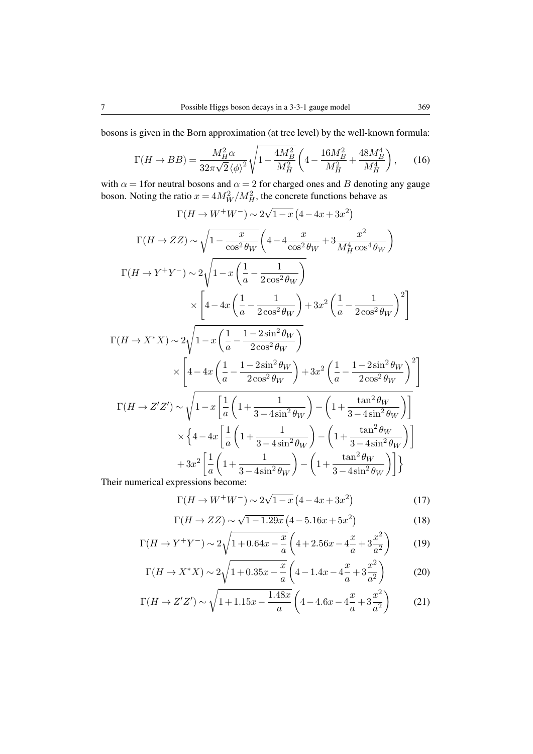bosons is given in the Born approximation (at tree level) by the well-known formula:

$$\Gamma(H\to BB)=\frac{M_H^2\alpha}{32\pi\sqrt{2}\langle\phi\rangle^2}\sqrt{1-\frac{4M_B^2}{M_H^2}}\left(4-\frac{16M_B^2}{M_H^2}+\frac{48M_B^4}{M_H^4}\right), \tag{16}$$

with $\alpha=1$for neutral bosons and $\alpha=2$ for charged ones and $B$ denoting any gauge boson. Noting the ratio $x=4M_W^2/M_H^2$, the concrete functions behave as

$$\Gamma(H\to W^+W^-)\sim 2\sqrt{1-x}\left(4-4x+3x^2\right)$$

$$\Gamma(H\to ZZ)\sim\sqrt{1-\frac{x}{\cos^2\theta_W}}\left(4-4\frac{x}{\cos^2\theta_W}+3\frac{x^2}{M_H^4\cos^4\theta_W}\right)$$

$$\Gamma(H\to Y^+Y^-)\sim 2\sqrt{1-x\left(\frac{1}{a}-\frac{1}{2\cos^2\theta_W}\right)}\times\left[4-4x\left(\frac{1}{a}-\frac{1}{2\cos^2\theta_W}\right)+3x^2\left(\frac{1}{a}-\frac{1}{2\cos^2\theta_W}\right)^2\right]$$

$$\Gamma(H\to X^*X)\sim 2\sqrt{1-x\left(\frac{1}{a}-\frac{1-2\sin^2\theta_W}{2\cos^2\theta_W}\right)}\times\left[4-4x\left(\frac{1}{a}-\frac{1-2\sin^2\theta_W}{2\cos^2\theta_W}\right)+3x^2\left(\frac{1}{a}-\frac{1-2\sin^2\theta_W}{2\cos^2\theta_W}\right)^2\right]$$

$$\begin{aligned}\Gamma(H\to Z'Z')\sim&\sqrt{1-x\left[\frac{1}{a}\left(1+\frac{1}{3-4\sin^2\theta_W}\right)-\left(1+\frac{\tan^2\theta_W}{3-4\sin^2\theta_W}\right)\right]}\\&\times\Big\{4-4x\left[\frac{1}{a}\left(1+\frac{1}{3-4\sin^2\theta_W}\right)-\left(1+\frac{\tan^2\theta_W}{3-4\sin^2\theta_W}\right)\right]\\&+3x^2\left[\frac{1}{a}\left(1+\frac{1}{3-4\sin^2\theta_W}\right)-\left(1+\frac{\tan^2\theta_W}{3-4\sin^2\theta_W}\right)\right]\Big\}\end{aligned}$$

Their numerical expressions become:

$$\Gamma(H\to W^+W^-)\sim 2\sqrt{1-x}\left(4-4x+3x^2\right) \tag{17}$$

$$\Gamma(H\to ZZ)\sim\sqrt{1-1.29x}\left(4-5.16x+5x^2\right) \tag{18}$$

$$\Gamma(H\to Y^+Y^-)\sim 2\sqrt{1+0.64x-\frac{x}{a}}\left(4+2.56x-4\frac{x}{a}+3\frac{x^2}{a^2}\right) \tag{19}$$

$$\Gamma(H\to X^*X)\sim 2\sqrt{1+0.35x-\frac{x}{a}}\left(4-1.4x-4\frac{x}{a}+3\frac{x^2}{a^2}\right) \tag{20}$$

$$\Gamma(H\to Z'Z')\sim\sqrt{1+1.15x-\frac{1.48x}{a}}\left(4-4.6x-4\frac{x}{a}+3\frac{x^2}{a^2}\right) \tag{21}$$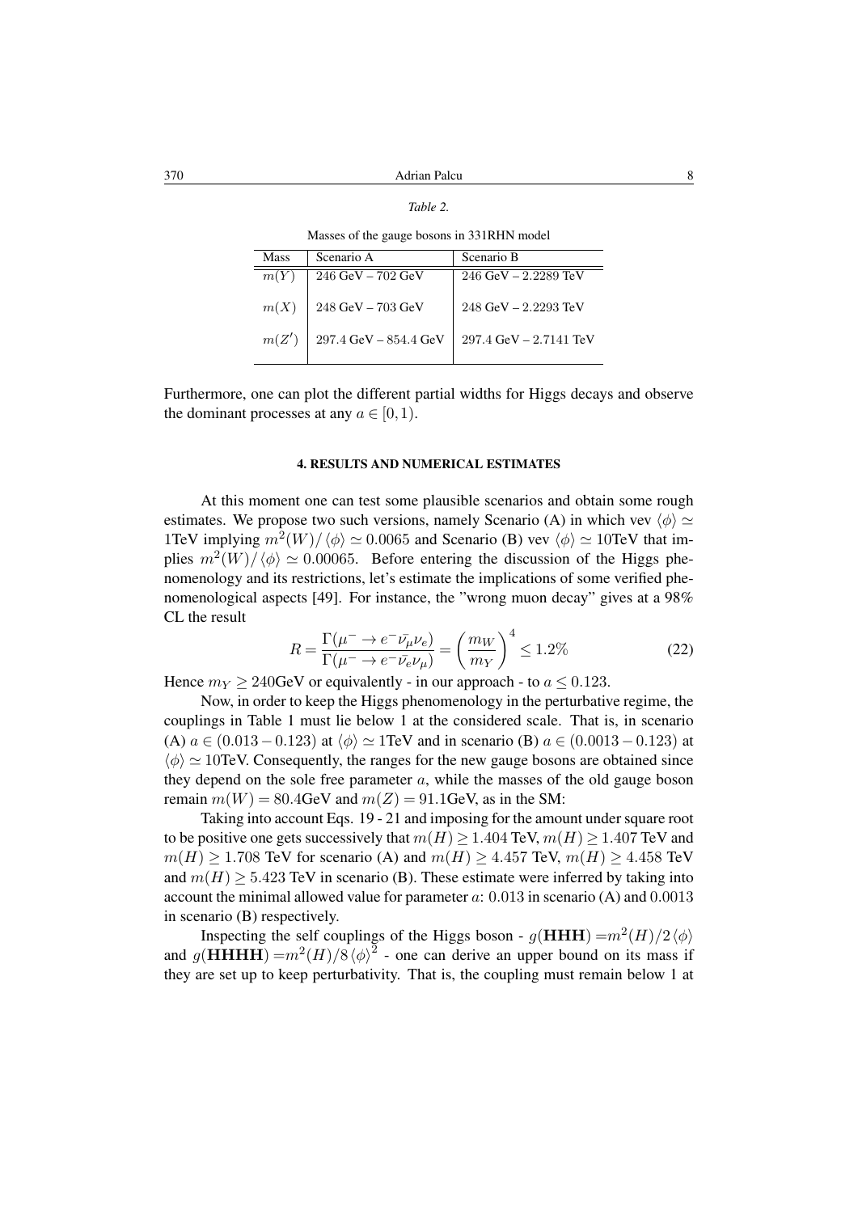*Table 2.*

Masses of the gauge bosons in 331RHN model

| Mass | Scenario A | Scenario B |
|---|---|---|
| $m(Y)$ | 246 GeV – 702 GeV | 246 GeV – 2.2289 TeV |
| $m(X)$ | 248 GeV – 703 GeV | 248 GeV – 2.2293 TeV |
| $m(Z')$ | 297.4 GeV – 854.4 GeV | 297.4 GeV – 2.7141 TeV |

Furthermore, one can plot the different partial widths for Higgs decays and observe the dominant processes at any $a \in [0, 1)$.

### 4. RESULTS AND NUMERICAL ESTIMATES

At this moment one can test some plausible scenarios and obtain some rough estimates. We propose two such versions, namely Scenario (A) in which vev $\langle\phi\rangle \simeq$ 1TeV implying $m^2(W)/\langle\phi\rangle \simeq 0.0065$ and Scenario (B) vev $\langle\phi\rangle \simeq 10$TeV that implies $m^2(W)/\langle\phi\rangle \simeq 0.00065$. Before entering the discussion of the Higgs phenomenology and its restrictions, let's estimate the implications of some verified phenomenological aspects [49]. For instance, the "wrong muon decay" gives at a 98% CL the result

$$R = \frac{\Gamma(\mu^- \to e^- \bar{\nu_\mu} \nu_e)}{\Gamma(\mu^- \to e^- \bar{\nu_e} \nu_\mu)} = \left(\frac{m_W}{m_Y}\right)^4 \leq 1.2\% \tag{22}$$

Hence $m_Y \geq 240$GeV or equivalently - in our approach - to $a \leq 0.123$.

Now, in order to keep the Higgs phenomenology in the perturbative regime, the couplings in Table 1 must lie below 1 at the considered scale. That is, in scenario (A) $a \in (0.013 - 0.123)$ at $\langle\phi\rangle \simeq 1$TeV and in scenario (B) $a \in (0.0013 - 0.123)$ at $\langle\phi\rangle \simeq 10$TeV. Consequently, the ranges for the new gauge bosons are obtained since they depend on the sole free parameter $a$, while the masses of the old gauge boson remain $m(W) = 80.4$GeV and $m(Z) = 91.1$GeV, as in the SM:

Taking into account Eqs. 19 - 21 and imposing for the amount under square root to be positive one gets successively that $m(H) \geq 1.404$ TeV, $m(H) \geq 1.407$ TeV and $m(H) \geq 1.708$ TeV for scenario (A) and $m(H) \geq 4.457$ TeV, $m(H) \geq 4.458$ TeV and $m(H) \geq 5.423$ TeV in scenario (B). These estimate were inferred by taking into account the minimal allowed value for parameter $a$: $0.013$ in scenario (A) and $0.0013$ in scenario (B) respectively.

Inspecting the self couplings of the Higgs boson - $g(\mathbf{HHH}) = m^2(H)/2\langle\phi\rangle$ and $g(\mathbf{HHHH}) = m^2(H)/8\langle\phi\rangle^2$ - one can derive an upper bound on its mass if they are set up to keep perturbativity. That is, the coupling must remain below 1 at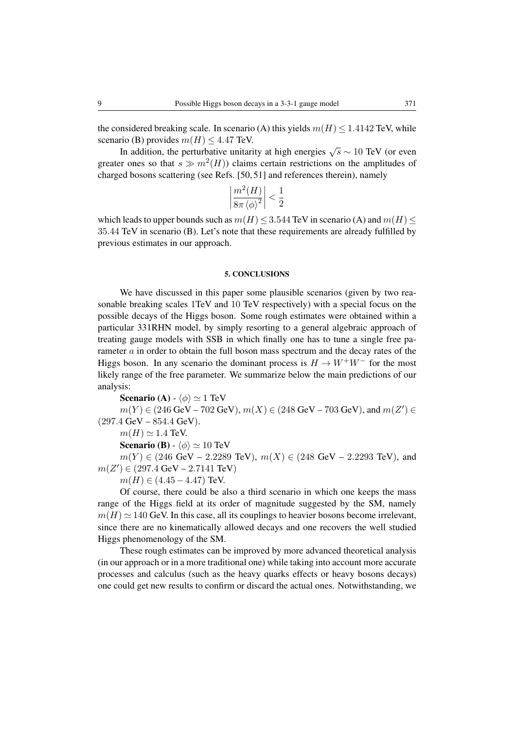the considered breaking scale. In scenario (A) this yields $m(H) \leq 1.4142$ TeV, while scenario (B) provides $m(H) \leq 4.47$ TeV.

In addition, the perturbative unitarity at high energies $\sqrt{s} \sim 10$ TeV (or even greater ones so that $s \gg m^2(H)$) claims certain restrictions on the amplitudes of charged bosons scattering (see Refs. [50, 51] and references therein), namely

$$\left| \frac{m^2(H)}{8\pi \langle \phi \rangle^2} \right| < \frac{1}{2}$$

which leads to upper bounds such as $m(H) \leq 3.544$ TeV in scenario (A) and $m(H) \leq 35.44$ TeV in scenario (B). Let's note that these requirements are already fulfilled by previous estimates in our approach.

## 5. CONCLUSIONS

We have discussed in this paper some plausible scenarios (given by two reasonable breaking scales 1TeV and 10 TeV respectively) with a special focus on the possible decays of the Higgs boson. Some rough estimates were obtained within a particular 331RHN model, by simply resorting to a general algebraic approach of treating gauge models with SSB in which finally one has to tune a single free parameter $a$ in order to obtain the full boson mass spectrum and the decay rates of the Higgs boson. In any scenario the dominant process is $H \to W^+W^-$ for the most likely range of the free parameter. We summarize below the main predictions of our analysis:

**Scenario (A)** - $\langle \phi \rangle \simeq 1$ TeV

$m(Y) \in (246$ GeV – $702$ GeV$)$, $m(X) \in (248$ GeV – $703$ GeV$)$, and $m(Z') \in (297.4$ GeV – $854.4$ GeV$)$.

$m(H) \simeq 1.4$ TeV.

**Scenario (B)** - $\langle \phi \rangle \simeq 10$ TeV

$m(Y) \in (246$ GeV – $2.2289$ TeV$)$, $m(X) \in (248$ GeV – $2.2293$ TeV$)$, and $m(Z') \in (297.4$ GeV – $2.7141$ TeV$)$

$m(H) \in (4.45 - 4.47)$ TeV.

Of course, there could be also a third scenario in which one keeps the mass range of the Higgs field at its order of magnitude suggested by the SM, namely $m(H) \simeq 140$ GeV. In this case, all its couplings to heavier bosons become irrelevant, since there are no kinematically allowed decays and one recovers the well studied Higgs phenomenology of the SM.

These rough estimates can be improved by more advanced theoretical analysis (in our approach or in a more traditional one) while taking into account more accurate processes and calculus (such as the heavy quarks effects or heavy bosons decays) one could get new results to confirm or discard the actual ones. Notwithstanding, we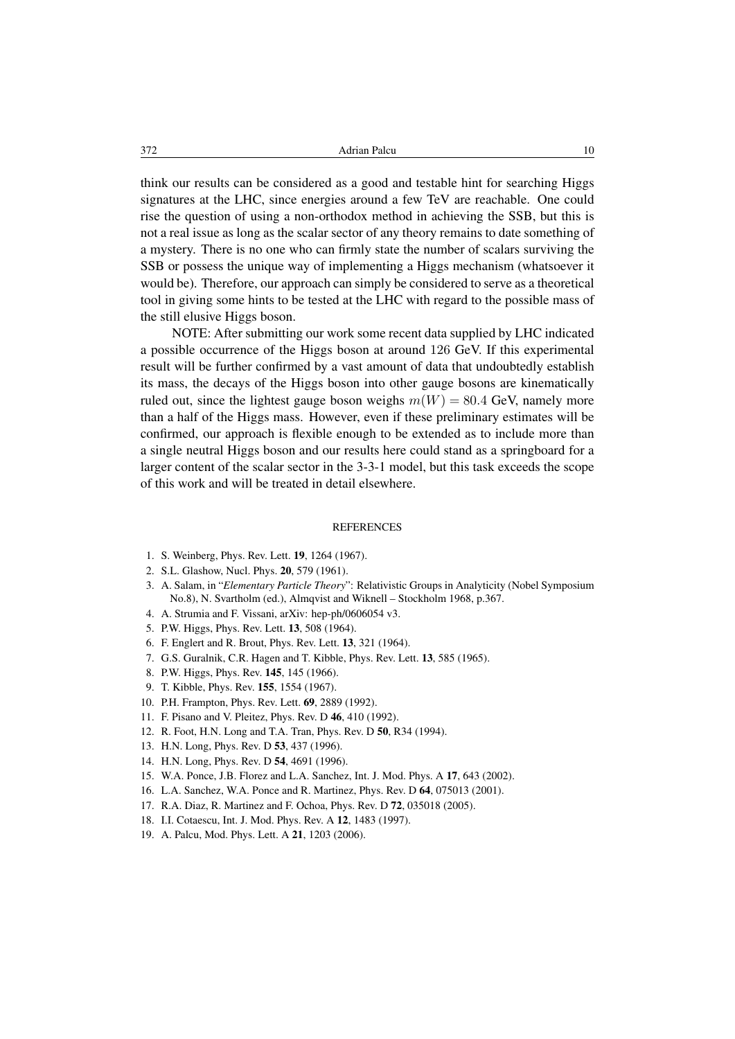think our results can be considered as a good and testable hint for searching Higgs signatures at the LHC, since energies around a few TeV are reachable. One could rise the question of using a non-orthodox method in achieving the SSB, but this is not a real issue as long as the scalar sector of any theory remains to date something of a mystery. There is no one who can firmly state the number of scalars surviving the SSB or possess the unique way of implementing a Higgs mechanism (whatsoever it would be). Therefore, our approach can simply be considered to serve as a theoretical tool in giving some hints to be tested at the LHC with regard to the possible mass of the still elusive Higgs boson.

NOTE: After submitting our work some recent data supplied by LHC indicated a possible occurrence of the Higgs boson at around 126 GeV. If this experimental result will be further confirmed by a vast amount of data that undoubtedly establish its mass, the decays of the Higgs boson into other gauge bosons are kinematically ruled out, since the lightest gauge boson weighs $m(W) = 80.4$ GeV, namely more than a half of the Higgs mass. However, even if these preliminary estimates will be confirmed, our approach is flexible enough to be extended as to include more than a single neutral Higgs boson and our results here could stand as a springboard for a larger content of the scalar sector in the 3-3-1 model, but this task exceeds the scope of this work and will be treated in detail elsewhere.

## REFERENCES

1. S. Weinberg, Phys. Rev. Lett. **19**, 1264 (1967).
2. S.L. Glashow, Nucl. Phys. **20**, 579 (1961).
3. A. Salam, in "*Elementary Particle Theory*": Relativistic Groups in Analyticity (Nobel Symposium No.8), N. Svartholm (ed.), Almqvist and Wiknell – Stockholm 1968, p.367.
4. A. Strumia and F. Vissani, arXiv: hep-ph/0606054 v3.
5. P.W. Higgs, Phys. Rev. Lett. **13**, 508 (1964).
6. F. Englert and R. Brout, Phys. Rev. Lett. **13**, 321 (1964).
7. G.S. Guralnik, C.R. Hagen and T. Kibble, Phys. Rev. Lett. **13**, 585 (1965).
8. P.W. Higgs, Phys. Rev. **145**, 145 (1966).
9. T. Kibble, Phys. Rev. **155**, 1554 (1967).
10. P.H. Frampton, Phys. Rev. Lett. **69**, 2889 (1992).
11. F. Pisano and V. Pleitez, Phys. Rev. D **46**, 410 (1992).
12. R. Foot, H.N. Long and T.A. Tran, Phys. Rev. D **50**, R34 (1994).
13. H.N. Long, Phys. Rev. D **53**, 437 (1996).
14. H.N. Long, Phys. Rev. D **54**, 4691 (1996).
15. W.A. Ponce, J.B. Florez and L.A. Sanchez, Int. J. Mod. Phys. A **17**, 643 (2002).
16. L.A. Sanchez, W.A. Ponce and R. Martinez, Phys. Rev. D **64**, 075013 (2001).
17. R.A. Diaz, R. Martinez and F. Ochoa, Phys. Rev. D **72**, 035018 (2005).
18. I.I. Cotaescu, Int. J. Mod. Phys. Rev. A **12**, 1483 (1997).
19. A. Palcu, Mod. Phys. Lett. A **21**, 1203 (2006).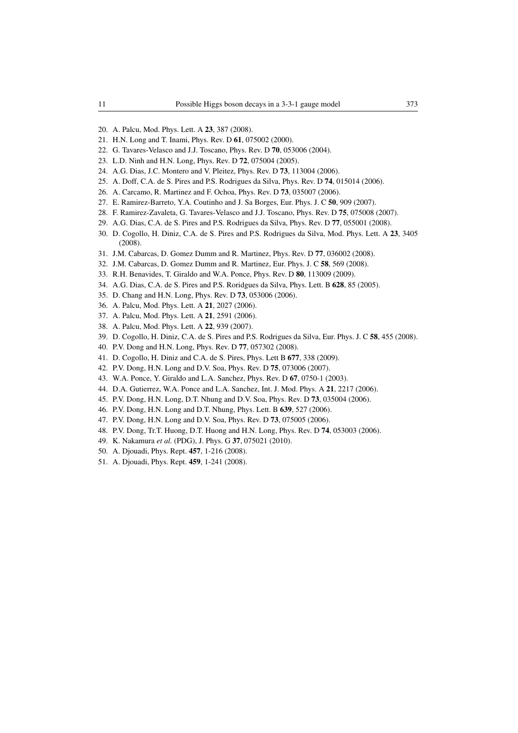20. A. Palcu, Mod. Phys. Lett. A **23**, 387 (2008).
21. H.N. Long and T. Inami, Phys. Rev. D **61**, 075002 (2000).
22. G. Tavares-Velasco and J.J. Toscano, Phys. Rev. D **70**, 053006 (2004).
23. L.D. Ninh and H.N. Long, Phys. Rev. D **72**, 075004 (2005).
24. A.G. Dias, J.C. Montero and V. Pleitez, Phys. Rev. D **73**, 113004 (2006).
25. A. Doff, C.A. de S. Pires and P.S. Rodrigues da Silva, Phys. Rev. D **74**, 015014 (2006).
26. A. Carcamo, R. Martinez and F. Ochoa, Phys. Rev. D **73**, 035007 (2006).
27. E. Ramirez-Barreto, Y.A. Coutinho and J. Sa Borges, Eur. Phys. J. C **50**, 909 (2007).
28. F. Ramirez-Zavaleta, G. Tavares-Velasco and J.J. Toscano, Phys. Rev. D **75**, 075008 (2007).
29. A.G. Dias, C.A. de S. Pires and P.S. Rodrigues da Silva, Phys. Rev. D **77**, 055001 (2008).
30. D. Cogollo, H. Diniz, C.A. de S. Pires and P.S. Rodrigues da Silva, Mod. Phys. Lett. A **23**, 3405 (2008).
31. J.M. Cabarcas, D. Gomez Dumm and R. Martinez, Phys. Rev. D **77**, 036002 (2008).
32. J.M. Cabarcas, D. Gomez Dumm and R. Martinez, Eur. Phys. J. C **58**, 569 (2008).
33. R.H. Benavides, T. Giraldo and W.A. Ponce, Phys. Rev. D **80**, 113009 (2009).
34. A.G. Dias, C.A. de S. Pires and P.S. Roridgues da Silva, Phys. Lett. B **628**, 85 (2005).
35. D. Chang and H.N. Long, Phys. Rev. D **73**, 053006 (2006).
36. A. Palcu, Mod. Phys. Lett. A **21**, 2027 (2006).
37. A. Palcu, Mod. Phys. Lett. A **21**, 2591 (2006).
38. A. Palcu, Mod. Phys. Lett. A **22**, 939 (2007).
39. D. Cogollo, H. Diniz, C.A. de S. Pires and P.S. Rodrigues da Silva, Eur. Phys. J. C **58**, 455 (2008).
40. P.V. Dong and H.N. Long, Phys. Rev. D **77**, 057302 (2008).
41. D. Cogollo, H. Diniz and C.A. de S. Pires, Phys. Lett B **677**, 338 (2009).
42. P.V. Dong, H.N. Long and D.V. Soa, Phys. Rev. D **75**, 073006 (2007).
43. W.A. Ponce, Y. Giraldo and L.A. Sanchez, Phys. Rev. D **67**, 0750-1 (2003).
44. D.A. Gutierrez, W.A. Ponce and L.A. Sanchez, Int. J. Mod. Phys. A **21**, 2217 (2006).
45. P.V. Dong, H.N. Long, D.T. Nhung and D.V. Soa, Phys. Rev. D **73**, 035004 (2006).
46. P.V. Dong, H.N. Long and D.T. Nhung, Phys. Lett. B **639**, 527 (2006).
47. P.V. Dong, H.N. Long and D.V. Soa, Phys. Rev. D **73**, 075005 (2006).
48. P.V. Dong, Tr.T. Huong, D.T. Huong and H.N. Long, Phys. Rev. D **74**, 053003 (2006).
49. K. Nakamura *et al.* (PDG), J. Phys. G **37**, 075021 (2010).
50. A. Djouadi, Phys. Rept. **457**, 1-216 (2008).
51. A. Djouadi, Phys. Rept. **459**, 1-241 (2008).